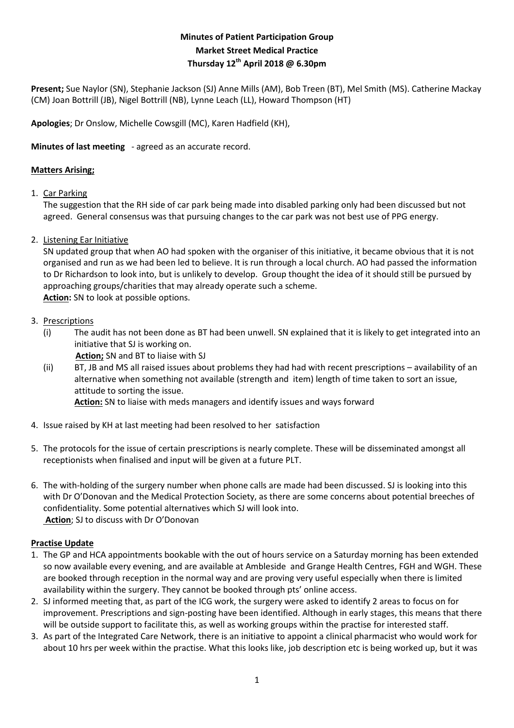**Minutes of Patient Participation Group**
**Market Street Medical Practice**
**Thursday 12th April 2018 @ 6.30pm**

**Present;** Sue Naylor (SN), Stephanie Jackson (SJ) Anne Mills (AM), Bob Treen (BT), Mel Smith (MS). Catherine Mackay (CM) Joan Bottrill (JB), Nigel Bottrill (NB), Lynne Leach (LL), Howard Thompson (HT)

**Apologies**; Dr Onslow, Michelle Cowsgill (MC), Karen Hadfield (KH),

**Minutes of last meeting** - agreed as an accurate record.

**Matters Arising;**

1. Car Parking
   The suggestion that the RH side of car park being made into disabled parking only had been discussed but not agreed. General consensus was that pursuing changes to the car park was not best use of PPG energy.

2. Listening Ear Initiative
   SN updated group that when AO had spoken with the organiser of this initiative, it became obvious that it is not organised and run as we had been led to believe. It is run through a local church. AO had passed the information to Dr Richardson to look into, but is unlikely to develop. Group thought the idea of it should still be pursued by approaching groups/charities that may already operate such a scheme.
   **Action:** SN to look at possible options.

3. Prescriptions
   (i) The audit has not been done as BT had been unwell. SN explained that it is likely to get integrated into an initiative that SJ is working on.
   **Action;** SN and BT to liaise with SJ
   (ii) BT, JB and MS all raised issues about problems they had had with recent prescriptions – availability of an alternative when something not available (strength and item) length of time taken to sort an issue, attitude to sorting the issue.
   **Action:** SN to liaise with meds managers and identify issues and ways forward

4. Issue raised by KH at last meeting had been resolved to her satisfaction

5. The protocols for the issue of certain prescriptions is nearly complete. These will be disseminated amongst all receptionists when finalised and input will be given at a future PLT.

6. The with-holding of the surgery number when phone calls are made had been discussed. SJ is looking into this with Dr O'Donovan and the Medical Protection Society, as there are some concerns about potential breeches of confidentiality. Some potential alternatives which SJ will look into.
   **Action**; SJ to discuss with Dr O'Donovan

**Practise Update**

1. The GP and HCA appointments bookable with the out of hours service on a Saturday morning has been extended so now available every evening, and are available at Ambleside and Grange Health Centres, FGH and WGH. These are booked through reception in the normal way and are proving very useful especially when there is limited availability within the surgery. They cannot be booked through pts' online access.
2. SJ informed meeting that, as part of the ICG work, the surgery were asked to identify 2 areas to focus on for improvement. Prescriptions and sign-posting have been identified. Although in early stages, this means that there will be outside support to facilitate this, as well as working groups within the practise for interested staff.
3. As part of the Integrated Care Network, there is an initiative to appoint a clinical pharmacist who would work for about 10 hrs per week within the practise. What this looks like, job description etc is being worked up, but it was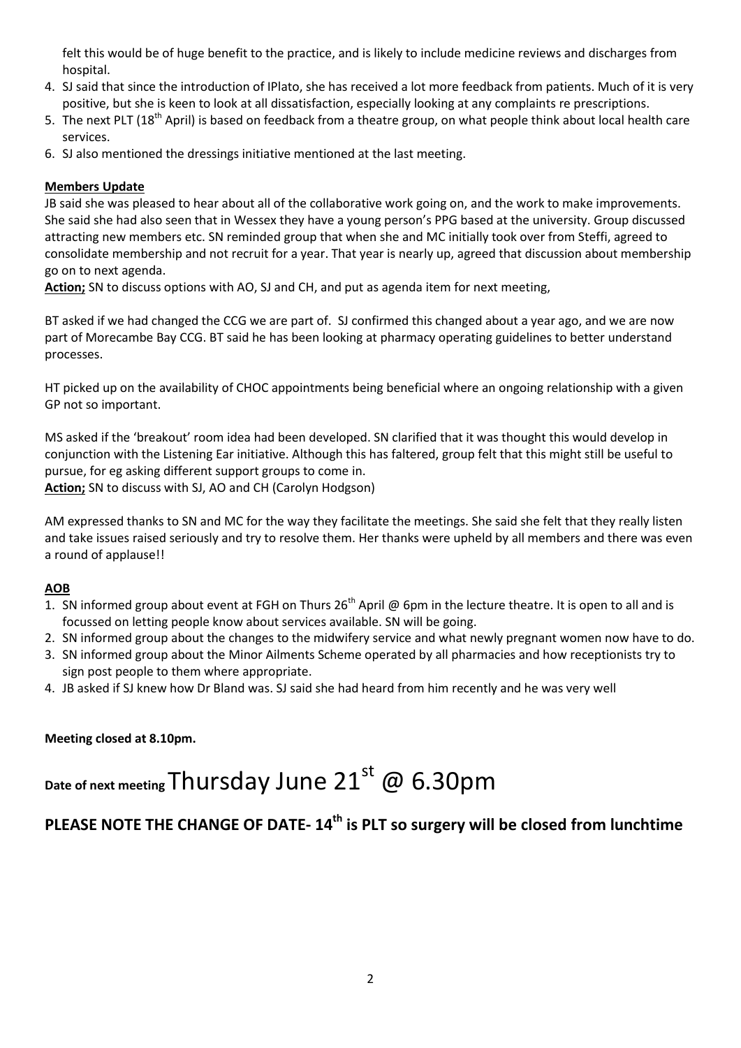felt this would be of huge benefit to the practice, and is likely to include medicine reviews and discharges from hospital.

4. SJ said that since the introduction of IPlato, she has received a lot more feedback from patients. Much of it is very positive, but she is keen to look at all dissatisfaction, especially looking at any complaints re prescriptions.
5. The next PLT (18th April) is based on feedback from a theatre group, on what people think about local health care services.
6. SJ also mentioned the dressings initiative mentioned at the last meeting.

**Members Update**

JB said she was pleased to hear about all of the collaborative work going on, and the work to make improvements. She said she had also seen that in Wessex they have a young person's PPG based at the university. Group discussed attracting new members etc. SN reminded group that when she and MC initially took over from Steffi, agreed to consolidate membership and not recruit for a year. That year is nearly up, agreed that discussion about membership go on to next agenda.

**Action;** SN to discuss options with AO, SJ and CH, and put as agenda item for next meeting,

BT asked if we had changed the CCG we are part of. SJ confirmed this changed about a year ago, and we are now part of Morecambe Bay CCG. BT said he has been looking at pharmacy operating guidelines to better understand processes.

HT picked up on the availability of CHOC appointments being beneficial where an ongoing relationship with a given GP not so important.

MS asked if the 'breakout' room idea had been developed. SN clarified that it was thought this would develop in conjunction with the Listening Ear initiative. Although this has faltered, group felt that this might still be useful to pursue, for eg asking different support groups to come in.

**Action;** SN to discuss with SJ, AO and CH (Carolyn Hodgson)

AM expressed thanks to SN and MC for the way they facilitate the meetings. She said she felt that they really listen and take issues raised seriously and try to resolve them. Her thanks were upheld by all members and there was even a round of applause!!

**AOB**

1. SN informed group about event at FGH on Thurs 26th April @ 6pm in the lecture theatre. It is open to all and is focussed on letting people know about services available. SN will be going.
2. SN informed group about the changes to the midwifery service and what newly pregnant women now have to do.
3. SN informed group about the Minor Ailments Scheme operated by all pharmacies and how receptionists try to sign post people to them where appropriate.
4. JB asked if SJ knew how Dr Bland was. SJ said she had heard from him recently and he was very well

**Meeting closed at 8.10pm.**

## Date of next meeting Thursday June 21st @ 6.30pm

### PLEASE NOTE THE CHANGE OF DATE- 14th is PLT so surgery will be closed from lunchtime